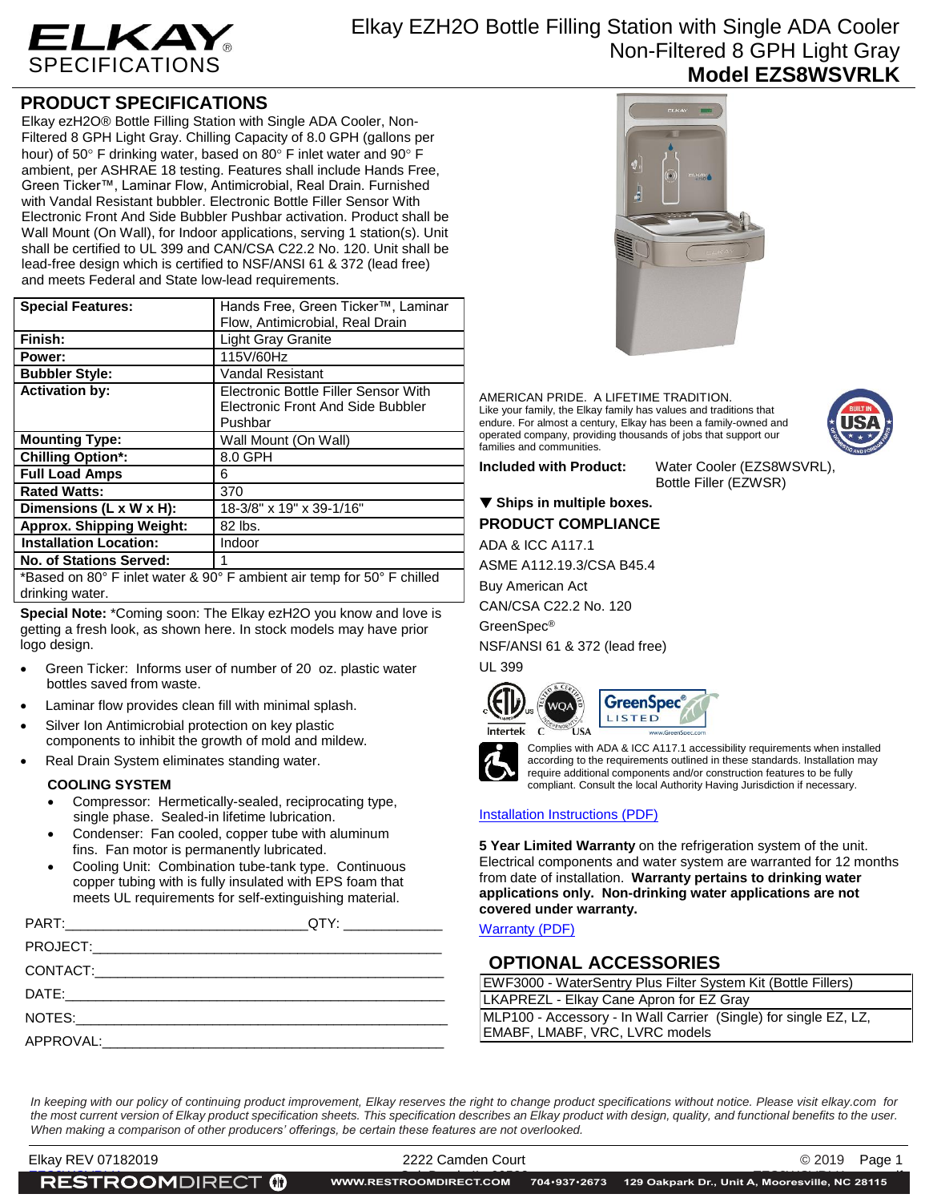# ELKAY SPECIFICATIONS

## Elkay EZH2O Bottle Filling Station with Single ADA Cooler Non-Filtered 8 GPH Light Gray

## Model EZS8WSVRLK

## PRODUCT SPECIFICATIONS

Elkay ezH2O® Bottle Filling Station with Single ADA Cooler, Non-Filtered 8 GPH Light Gray. Chilling Capacity of 8.0 GPH (gallons per hour) of 50° F drinking water, based on 80° F inlet water and 90° F ambient, per ASHRAE 18 testing. Features shall include Hands Free, Green Ticker™, Laminar Flow, Antimicrobial, Real Drain. Furnished with Vandal Resistant bubbler. Electronic Bottle Filler Sensor With Electronic Front And Side Bubbler Pushbar activation. Product shall be Wall Mount (On Wall), for Indoor applications, serving 1 station(s). Unit shall be certified to UL 399 and CAN/CSA C22.2 No. 120. Unit shall be lead-free design which is certified to NSF/ANSI 61 & 372 (lead free) and meets Federal and State low-lead requirements.

| **Special Features:** | Hands Free, Green Ticker™, Laminar Flow, Antimicrobial, Real Drain |
|---|---|
| **Finish:** | Light Gray Granite |
| **Power:** | 115V/60Hz |
| **Bubbler Style:** | Vandal Resistant |
| **Activation by:** | Electronic Bottle Filler Sensor With Electronic Front And Side Bubbler Pushbar |
| **Mounting Type:** | Wall Mount (On Wall) |
| **Chilling Option*:** | 8.0 GPH |
| **Full Load Amps** | 6 |
| **Rated Watts:** | 370 |
| **Dimensions (L x W x H):** | 18-3/8" x 19" x 39-1/16" |
| **Approx. Shipping Weight:** | 82 lbs. |
| **Installation Location:** | Indoor |
| **No. of Stations Served:** | 1 |

*Based on 80° F inlet water & 90° F ambient air temp for 50° F chilled drinking water.

**Special Note:** *Coming soon: The Elkay ezH2O you know and love is getting a fresh look, as shown here. In stock models may have prior logo design.

- Green Ticker: Informs user of number of 20 oz. plastic water bottles saved from waste.
- Laminar flow provides clean fill with minimal splash.
- Silver Ion Antimicrobial protection on key plastic components to inhibit the growth of mold and mildew.
- Real Drain System eliminates standing water.

### COOLING SYSTEM

- Compressor: Hermetically-sealed, reciprocating type, single phase. Sealed-in lifetime lubrication.
- Condenser: Fan cooled, copper tube with aluminum fins. Fan motor is permanently lubricated.
- Cooling Unit: Combination tube-tank type. Continuous copper tubing with is fully insulated with EPS foam that meets UL requirements for self-extinguishing material.

PART:_______________________________QTY: _____________

PROJECT:_____________________________________________

CONTACT:_____________________________________________

DATE:________________________________________________

NOTES:_______________________________________________

APPROVAL:____________________________________________

AMERICAN PRIDE. A LIFETIME TRADITION.
Like your family, the Elkay family has values and traditions that endure. For almost a century, Elkay has been a family-owned and operated company, providing thousands of jobs that support our families and communities.

**Included with Product:** Water Cooler (EZS8WSVRL), Bottle Filler (EZWSR)

▼ **Ships in multiple boxes.**

### PRODUCT COMPLIANCE

ADA & ICC A117.1

ASME A112.19.3/CSA B45.4

Buy American Act

CAN/CSA C22.2 No. 120

GreenSpec®

NSF/ANSI 61 & 372 (lead free)

UL 399

Complies with ADA & ICC A117.1 accessibility requirements when installed according to the requirements outlined in these standards. Installation may require additional components and/or construction features to be fully compliant. Consult the local Authority Having Jurisdiction if necessary.

Installation Instructions (PDF)

**5 Year Limited Warranty** on the refrigeration system of the unit. Electrical components and water system are warranted for 12 months from date of installation. **Warranty pertains to drinking water applications only. Non-drinking water applications are not covered under warranty.**

Warranty (PDF)

## OPTIONAL ACCESSORIES

| EWF3000 - WaterSentry Plus Filter System Kit (Bottle Fillers) |
|---|
| LKAPREZL - Elkay Cane Apron for EZ Gray |
| MLP100 - Accessory - In Wall Carrier (Single) for single EZ, LZ, EMABF, LMABF, VRC, LVRC models |

*In keeping with our policy of continuing product improvement, Elkay reserves the right to change product specifications without notice. Please visit elkay.com for the most current version of Elkay product specification sheets. This specification describes an Elkay product with design, quality, and functional benefits to the user. When making a comparison of other producers' offerings, be certain these features are not overlooked.*

Elkay REV 07182019 | 2222 Camden Court | © 2019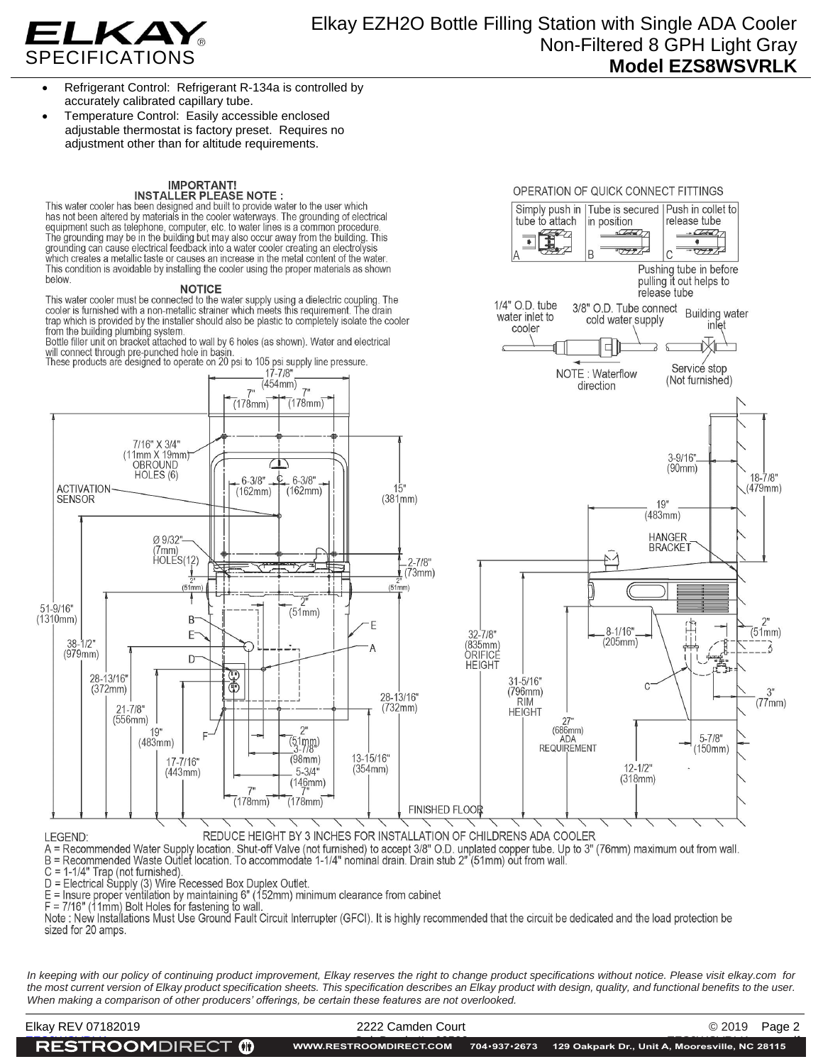# Elkay EZH2O Bottle Filling Station with Single ADA Cooler Non-Filtered 8 GPH Light Gray

## Model EZS8WSVRLK

- Refrigerant Control: Refrigerant R-134a is controlled by accurately calibrated capillary tube.
- Temperature Control: Easily accessible enclosed adjustable thermostat is factory preset. Requires no adjustment other than for altitude requirements.

**IMPORTANT!**
**INSTALLER PLEASE NOTE :**

This water cooler has been designed and built to provide water to the user which has not been altered by materials in the cooler waterways. The grounding of electrical equipment such as telephone, computer, etc. to water lines is a common procedure. The grounding may be in the building but may also occur away from the building. This grounding can cause electrical feedback into a water cooler creating an electrolysis which creates a metallic taste or causes an increase in the metal content of the water. This condition is avoidable by installing the cooler using the proper materials as shown below.

**NOTICE**

This water cooler must be connected to the water supply using a dielectric coupling. The cooler is furnished with a non-metallic strainer which meets this requirement. The drain trap which is provided by the installer should also be plastic to completely isolate the cooler from the building plumbing system.

Bottle filler unit on bracket attached to wall by 6 holes (as shown). Water and electrical will connect through pre-punched hole in basin.

These products are designed to operate on 20 psi to 105 psi supply line pressure.

OPERATION OF QUICK CONNECT FITTINGS

A: Simply push in tube to attach
B: Tube is secured in position
C: Push in collet to release tube

Pushing tube in before pulling it out helps to release tube

1/4" O.D. tube water inlet to cooler
3/8" O.D. Tube connect cold water supply
Building water inlet
NOTE : Waterflow direction
Service stop (Not furnished)

17-7/8" (454mm)
7" (178mm)
7" (178mm)
7/16" X 3/4" (11mm X 19mm) OBROUND HOLES (6)
ACTIVATION SENSOR
6-3/8" (162mm)
6-3/8" (162mm)
15" (381mm)
Ø 9/32" (7mm) HOLES(12)
2-7/8" (73mm)
2" (51mm)
2" (51mm)
2" (51mm)
51-9/16" (1310mm)
38-1/2" (979mm)
28-13/16" (372mm)
21-7/8" (556mm)
19" (483mm)
17-7/16" (443mm)
28-13/16" (732mm)
13-15/16" (354mm)
2" (51mm)
3-7/8" (98mm)
5-3/4" (146mm)
7" (178mm)
7" (178mm)
32-7/8" (835mm) ORIFICE HEIGHT
31-5/16" (796mm) RIM HEIGHT
27" (686mm) ADA REQUIREMENT
3-9/16" (90mm)
18-7/8" (479mm)
19" (483mm)
HANGER BRACKET
8-1/16" (205mm)
2" (51mm)
3" (77mm)
5-7/8" (150mm)
12-1/2" (318mm)
FINISHED FLOOR

REDUCE HEIGHT BY 3 INCHES FOR INSTALLATION OF CHILDRENS ADA COOLER

LEGEND:

A = Recommended Water Supply location. Shut-off Valve (not furnished) to accept 3/8" O.D. unplated copper tube. Up to 3" (76mm) maximum out from wall.
B = Recommended Waste Outlet location. To accommodate 1-1/4" nominal drain. Drain stub 2" (51mm) out from wall.
C = 1-1/4" Trap (not furnished).
D = Electrical Supply (3) Wire Recessed Box Duplex Outlet.
E = Insure proper ventilation by maintaining 6" (152mm) minimum clearance from cabinet
F = 7/16" (11mm) Bolt Holes for fastening to wall.
Note : New Installations Must Use Ground Fault Circuit Interrupter (GFCI). It is highly recommended that the circuit be dedicated and the load protection be sized for 20 amps.

*In keeping with our policy of continuing product improvement, Elkay reserves the right to change product specifications without notice. Please visit elkay.com for the most current version of Elkay product specification sheets. This specification describes an Elkay product with design, quality, and functional benefits to the user. When making a comparison of other producers' offerings, be certain these features are not overlooked.*

Elkay REV 07182019 | 2222 Camden Court | © 2019